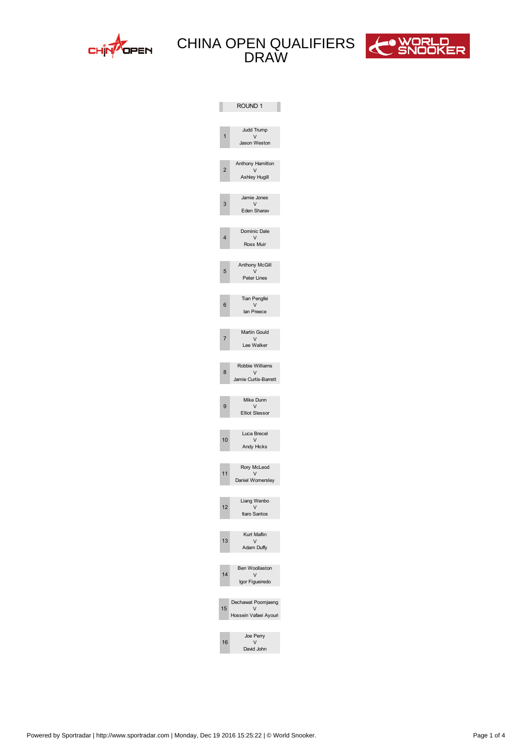# CHINA OPEN QUALIFIERS DRAW

## ROUND 1

| # | Match |
|---|---|
| 1 | Judd Trump v Jason Weston |
| 2 | Anthony Hamilton v Ashley Hugill |
| 3 | Jamie Jones v Eden Sharav |
| 4 | Dominic Dale v Ross Muir |
| 5 | Anthony McGill v Peter Lines |
| 6 | Tian Pengfei v Ian Preece |
| 7 | Martin Gould v Lee Walker |
| 8 | Robbie Williams v Jamie Curtis-Barrett |
| 9 | Mike Dunn v Elliot Slessor |
| 10 | Luca Brecel v Andy Hicks |
| 11 | Rory McLeod v Daniel Womersley |
| 12 | Liang Wenbo v Itaro Santos |
| 13 | Kurt Maflin v Adam Duffy |
| 14 | Ben Woollaston v Igor Figueiredo |
| 15 | Dechawat Poomjaeng v Hossein Vafaei Ayouri |
| 16 | Joe Perry v David John |

Powered by Sportradar | http://www.sportradar.com | Monday, Dec 19 2016 15:25:22 | © World Snooker.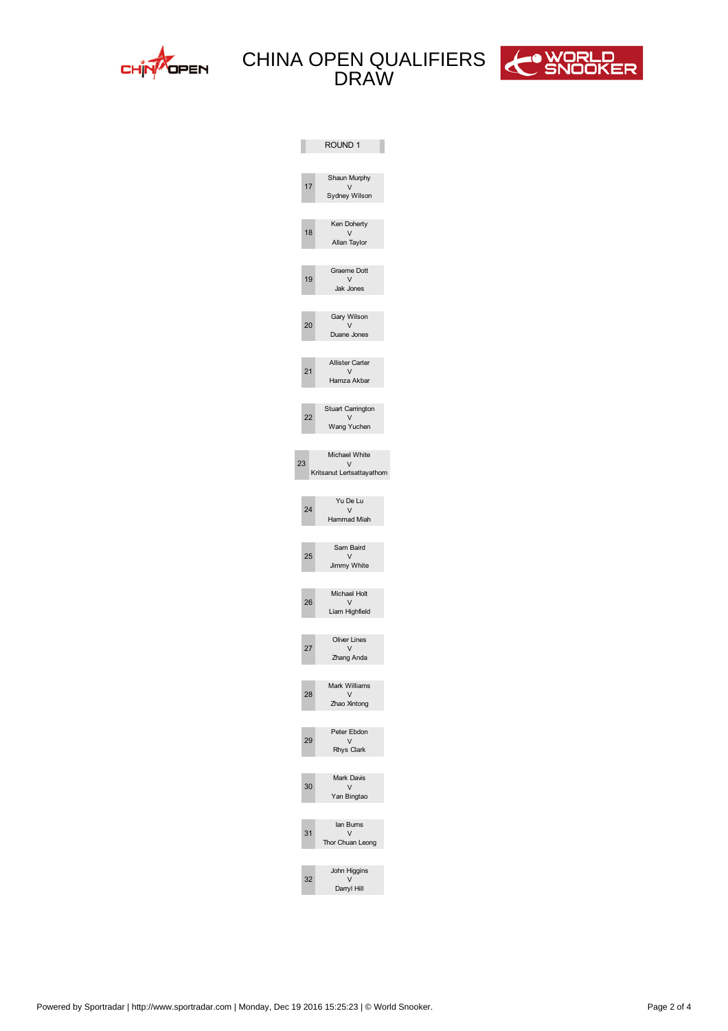# CHINA OPEN QUALIFIERS DRAW

## ROUND 1

| # | Match |
|---|---|
| 17 | Shaun Murphy v Sydney Wilson |
| 18 | Ken Doherty v Allan Taylor |
| 19 | Graeme Dott v Jak Jones |
| 20 | Gary Wilson v Duane Jones |
| 21 | Allister Carter v Hamza Akbar |
| 22 | Stuart Carrington v Wang Yuchen |
| 23 | Michael White v Kritsanut Lertsattayathorn |
| 24 | Yu De Lu v Hammad Miah |
| 25 | Sam Baird v Jimmy White |
| 26 | Michael Holt v Liam Highfield |
| 27 | Oliver Lines v Zhang Anda |
| 28 | Mark Williams v Zhao Xintong |
| 29 | Peter Ebdon v Rhys Clark |
| 30 | Mark Davis v Yan Bingtao |
| 31 | Ian Burns v Thor Chuan Leong |
| 32 | John Higgins v Darryl Hill |

Powered by Sportradar | http://www.sportradar.com | Monday, Dec 19 2016 15:25:23 | © World Snooker.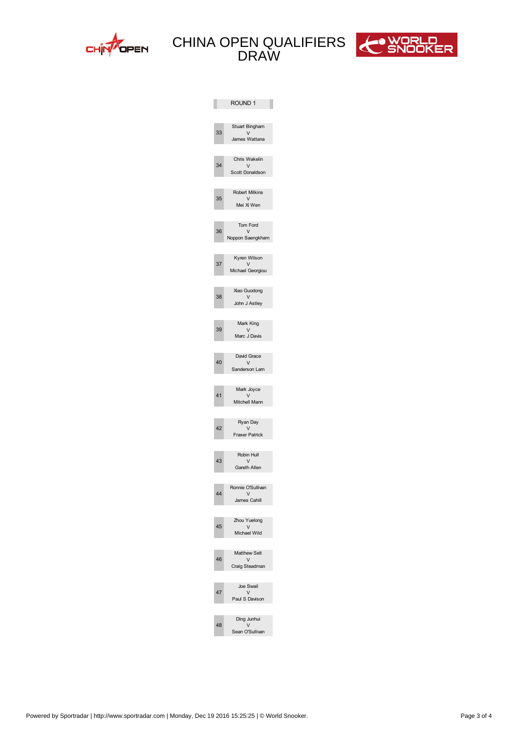# CHINA OPEN QUALIFIERS DRAW

## ROUND 1

| Match | Player | | Player |
|---|---|---|---|
| 33 | Stuart Bingham | V | James Wattana |
| 34 | Chris Wakelin | V | Scott Donaldson |
| 35 | Robert Milkins | V | Mei Xi Wen |
| 36 | Tom Ford | V | Noppon Saengkham |
| 37 | Kyren Wilson | V | Michael Georgiou |
| 38 | Xiao Guodong | V | John J Astley |
| 39 | Mark King | V | Marc J Davis |
| 40 | David Grace | V | Sanderson Lam |
| 41 | Mark Joyce | V | Mitchell Mann |
| 42 | Ryan Day | V | Fraser Patrick |
| 43 | Robin Hull | V | Gareth Allen |
| 44 | Ronnie O'Sullivan | V | James Cahill |
| 45 | Zhou Yuelong | V | Michael Wild |
| 46 | Matthew Selt | V | Craig Steadman |
| 47 | Joe Swail | V | Paul S Davison |
| 48 | Ding Junhui | V | Sean O'Sullivan |

Powered by Sportradar | http://www.sportradar.com | Monday, Dec 19 2016 15:25:25 | © World Snooker.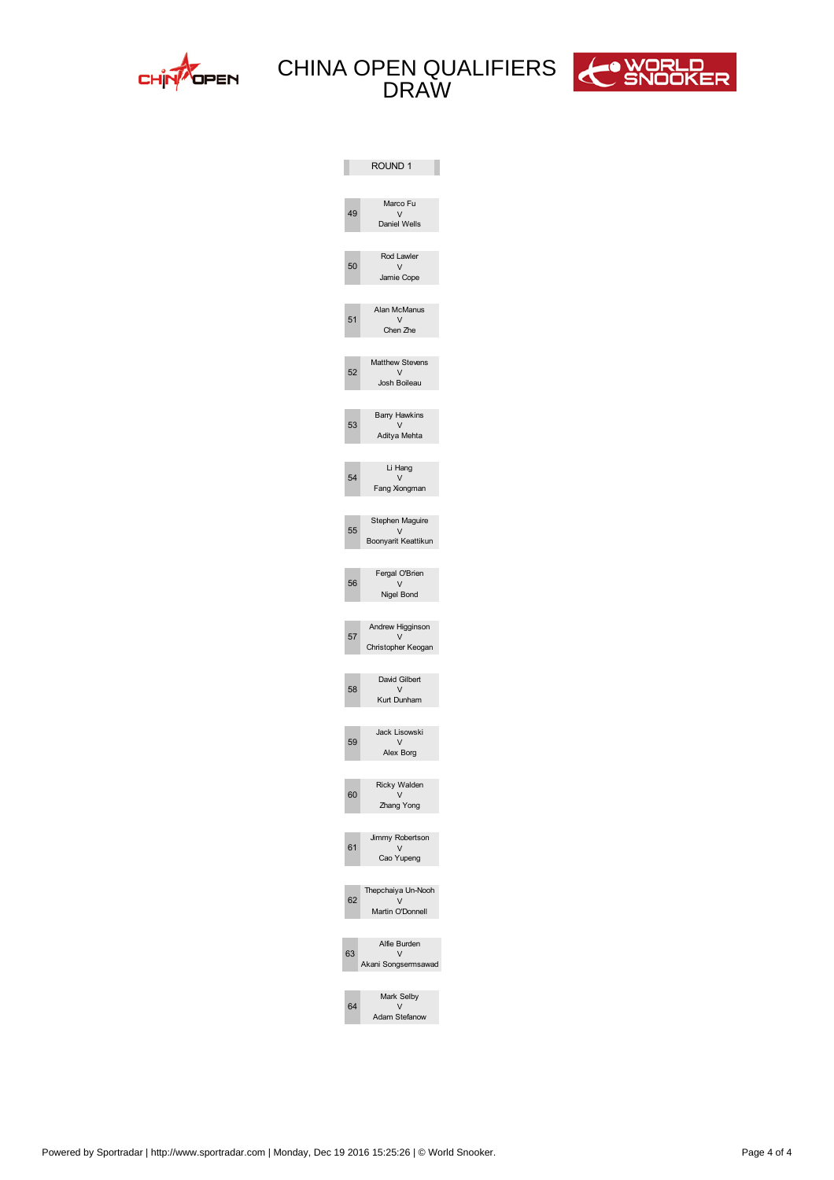# CHINA OPEN QUALIFIERS DRAW

## ROUND 1

| | |
|---|---|
| 49 | Marco Fu V Daniel Wells |
| 50 | Rod Lawler V Jamie Cope |
| 51 | Alan McManus V Chen Zhe |
| 52 | Matthew Stevens V Josh Boileau |
| 53 | Barry Hawkins V Aditya Mehta |
| 54 | Li Hang V Fang Xiongman |
| 55 | Stephen Maguire V Boonyarit Keattikun |
| 56 | Fergal O'Brien V Nigel Bond |
| 57 | Andrew Higginson V Christopher Keogan |
| 58 | David Gilbert V Kurt Dunham |
| 59 | Jack Lisowski V Alex Borg |
| 60 | Ricky Walden V Zhang Yong |
| 61 | Jimmy Robertson V Cao Yupeng |
| 62 | Thepchaiya Un-Nooh V Martin O'Donnell |
| 63 | Alfie Burden V Akani Songsermsawad |
| 64 | Mark Selby V Adam Stefanow |

Powered by Sportradar | http://www.sportradar.com | Monday, Dec 19 2016 15:25:26 | © World Snooker.